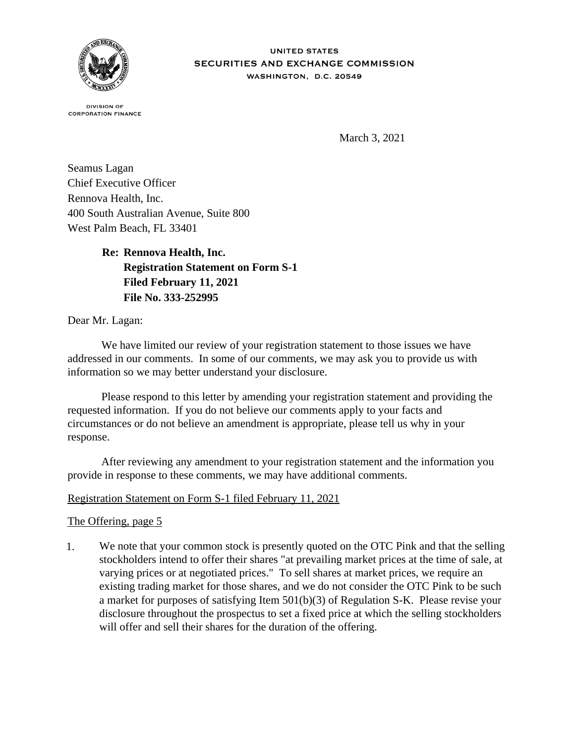UNITED STATES
SECURITIES AND EXCHANGE COMMISSION
WASHINGTON, D.C. 20549

DIVISION OF
CORPORATION FINANCE

March 3, 2021

Seamus Lagan
Chief Executive Officer
Rennova Health, Inc.
400 South Australian Avenue, Suite 800
West Palm Beach, FL 33401

**Re: Rennova Health, Inc.**
**Registration Statement on Form S-1**
**Filed February 11, 2021**
**File No. 333-252995**

Dear Mr. Lagan:

We have limited our review of your registration statement to those issues we have addressed in our comments. In some of our comments, we may ask you to provide us with information so we may better understand your disclosure.

Please respond to this letter by amending your registration statement and providing the requested information. If you do not believe our comments apply to your facts and circumstances or do not believe an amendment is appropriate, please tell us why in your response.

After reviewing any amendment to your registration statement and the information you provide in response to these comments, we may have additional comments.

<u>Registration Statement on Form S-1 filed February 11, 2021</u>

<u>The Offering, page 5</u>

1. We note that your common stock is presently quoted on the OTC Pink and that the selling stockholders intend to offer their shares "at prevailing market prices at the time of sale, at varying prices or at negotiated prices." To sell shares at market prices, we require an existing trading market for those shares, and we do not consider the OTC Pink to be such a market for purposes of satisfying Item 501(b)(3) of Regulation S-K. Please revise your disclosure throughout the prospectus to set a fixed price at which the selling stockholders will offer and sell their shares for the duration of the offering.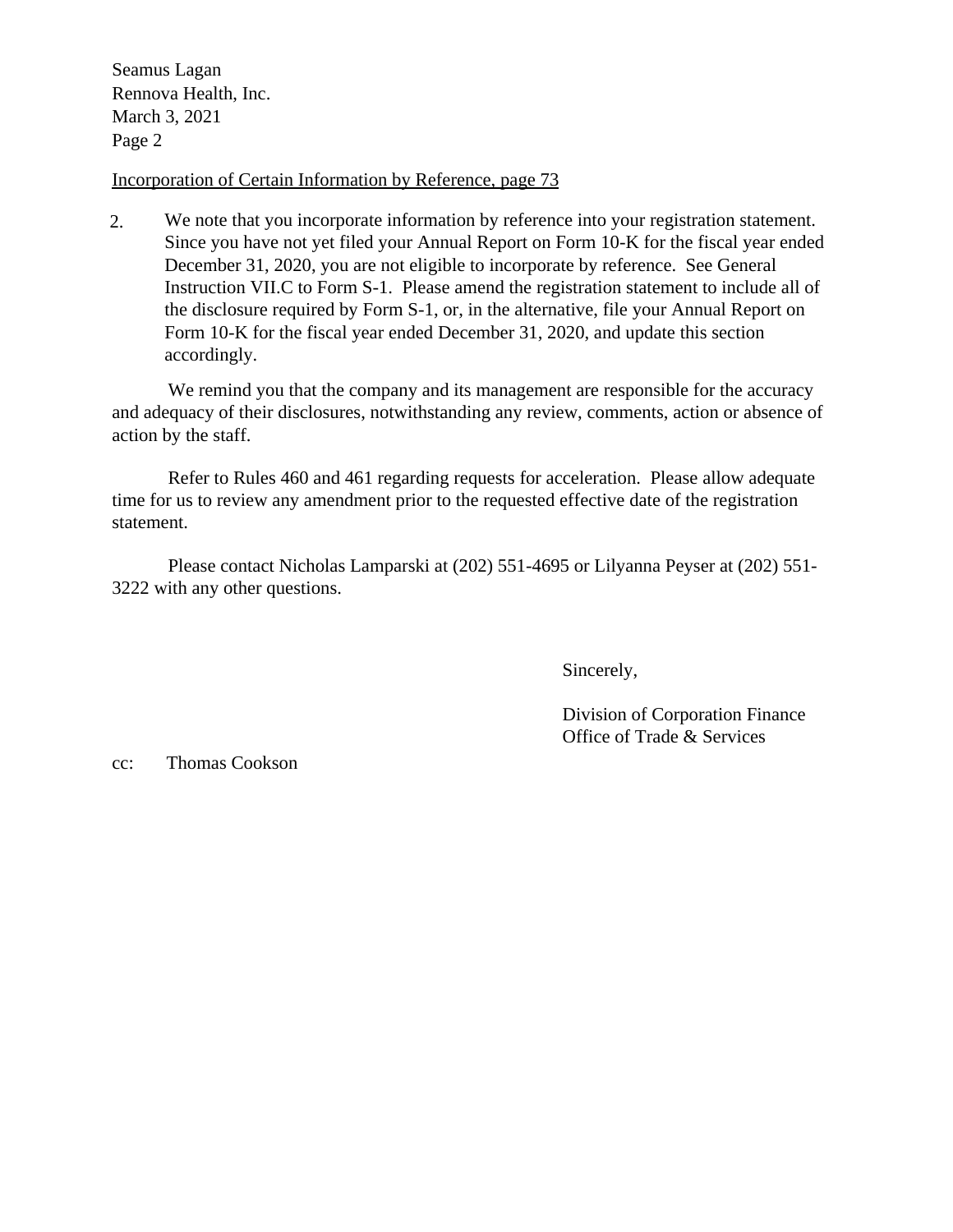Incorporation of Certain Information by Reference, page 73

2. We note that you incorporate information by reference into your registration statement. Since you have not yet filed your Annual Report on Form 10-K for the fiscal year ended December 31, 2020, you are not eligible to incorporate by reference. See General Instruction VII.C to Form S-1. Please amend the registration statement to include all of the disclosure required by Form S-1, or, in the alternative, file your Annual Report on Form 10-K for the fiscal year ended December 31, 2020, and update this section accordingly.

We remind you that the company and its management are responsible for the accuracy and adequacy of their disclosures, notwithstanding any review, comments, action or absence of action by the staff.

Refer to Rules 460 and 461 regarding requests for acceleration. Please allow adequate time for us to review any amendment prior to the requested effective date of the registration statement.

Please contact Nicholas Lamparski at (202) 551-4695 or Lilyanna Peyser at (202) 551-3222 with any other questions.

Sincerely,

Division of Corporation Finance
Office of Trade & Services

cc: Thomas Cookson